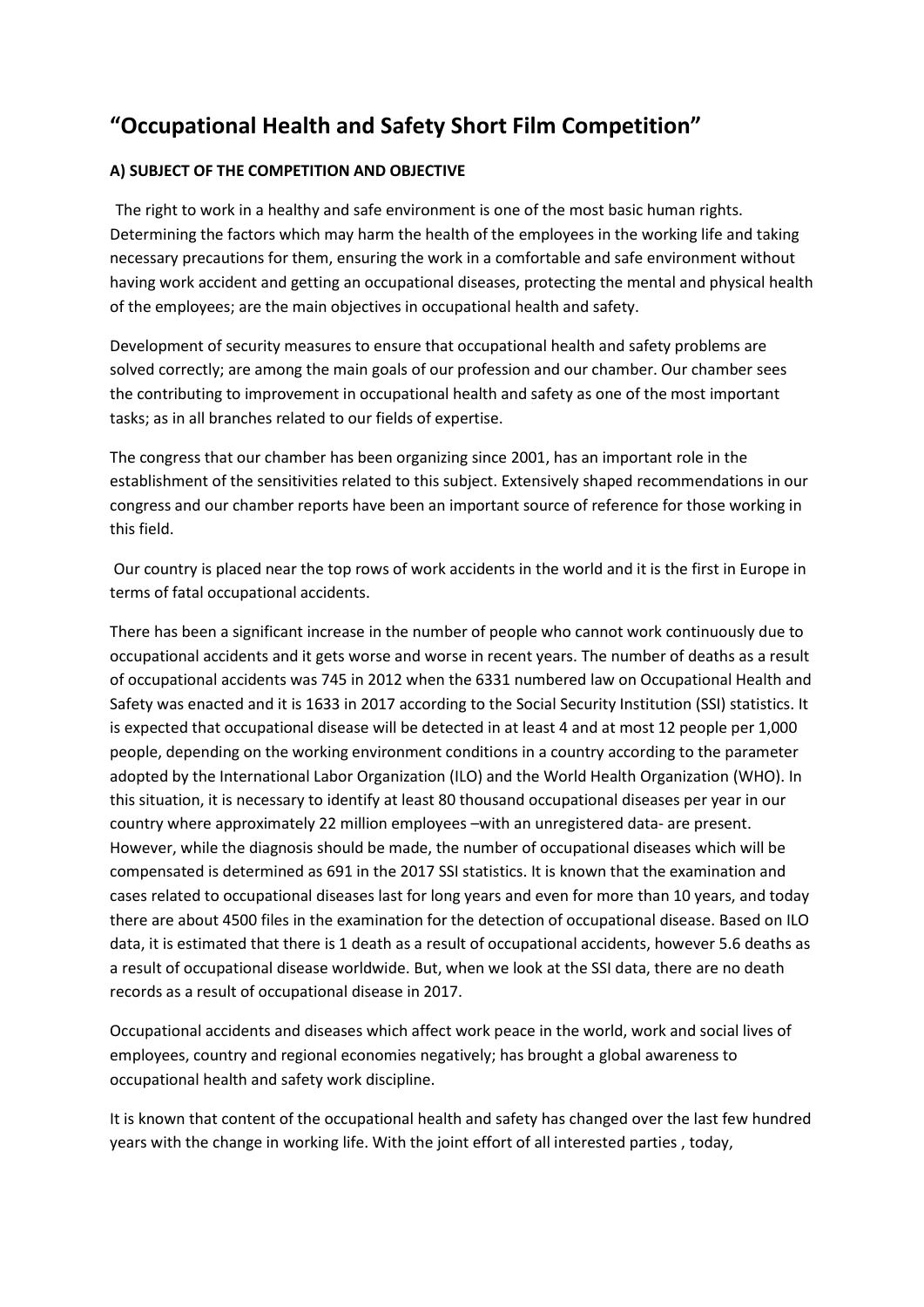# “Occupational Health and Safety Short Film Competition”

**A) SUBJECT OF THE COMPETITION AND OBJECTIVE**

The right to work in a healthy and safe environment is one of the most basic human rights. Determining the factors which may harm the health of the employees in the working life and taking necessary precautions for them, ensuring the work in a comfortable and safe environment without having work accident and getting an occupational diseases, protecting the mental and physical health of the employees; are the main objectives in occupational health and safety.

Development of security measures to ensure that occupational health and safety problems are solved correctly; are among the main goals of our profession and our chamber. Our chamber sees the contributing to improvement in occupational health and safety as one of the most important tasks; as in all branches related to our fields of expertise.

The congress that our chamber has been organizing since 2001, has an important role in the establishment of the sensitivities related to this subject. Extensively shaped recommendations in our congress and our chamber reports have been an important source of reference for those working in this field.

Our country is placed near the top rows of work accidents in the world and it is the first in Europe in terms of fatal occupational accidents.

There has been a significant increase in the number of people who cannot work continuously due to occupational accidents and it gets worse and worse in recent years. The number of deaths as a result of occupational accidents was 745 in 2012 when the 6331 numbered law on Occupational Health and Safety was enacted and it is 1633 in 2017 according to the Social Security Institution (SSI) statistics. It is expected that occupational disease will be detected in at least 4 and at most 12 people per 1,000 people, depending on the working environment conditions in a country according to the parameter adopted by the International Labor Organization (ILO) and the World Health Organization (WHO). In this situation, it is necessary to identify at least 80 thousand occupational diseases per year in our country where approximately 22 million employees –with an unregistered data- are present. However, while the diagnosis should be made, the number of occupational diseases which will be compensated is determined as 691 in the 2017 SSI statistics. It is known that the examination and cases related to occupational diseases last for long years and even for more than 10 years, and today there are about 4500 files in the examination for the detection of occupational disease. Based on ILO data, it is estimated that there is 1 death as a result of occupational accidents, however 5.6 deaths as a result of occupational disease worldwide. But, when we look at the SSI data, there are no death records as a result of occupational disease in 2017.

Occupational accidents and diseases which affect work peace in the world, work and social lives of employees, country and regional economies negatively; has brought a global awareness to occupational health and safety work discipline.

It is known that content of the occupational health and safety has changed over the last few hundred years with the change in working life. With the joint effort of all interested parties , today,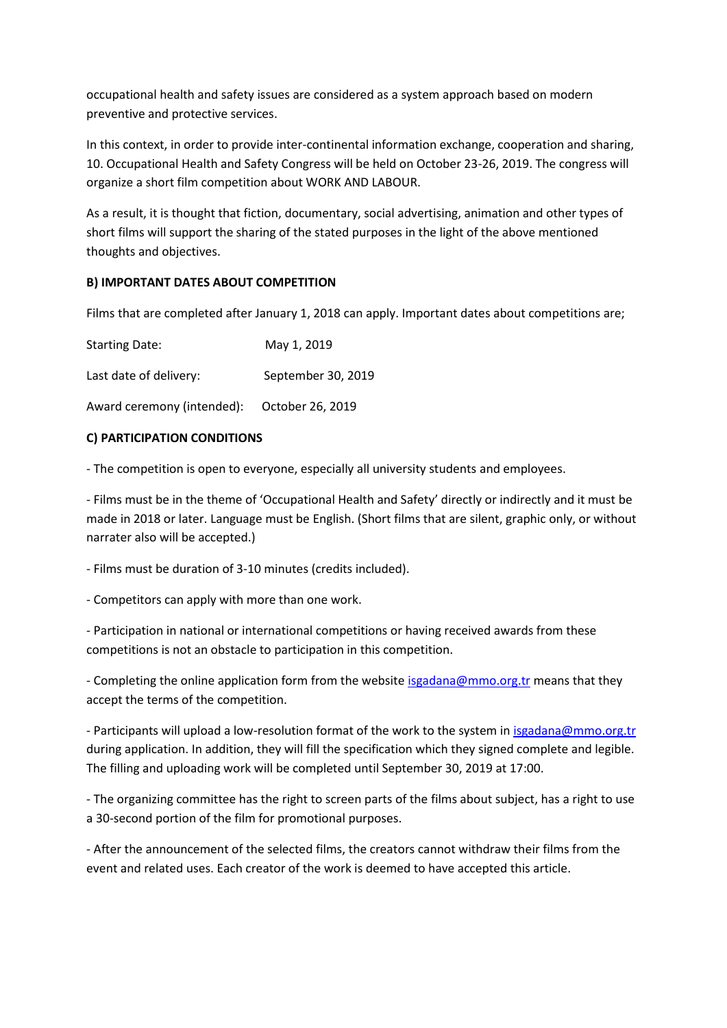occupational health and safety issues are considered as a system approach based on modern preventive and protective services.

In this context, in order to provide inter-continental information exchange, cooperation and sharing, 10. Occupational Health and Safety Congress will be held on October 23-26, 2019. The congress will organize a short film competition about WORK AND LABOUR.

As a result, it is thought that fiction, documentary, social advertising, animation and other types of short films will support the sharing of the stated purposes in the light of the above mentioned thoughts and objectives.

### B) IMPORTANT DATES ABOUT COMPETITION

Films that are completed after January 1, 2018 can apply. Important dates about competitions are;

Starting Date: May 1, 2019

Last date of delivery: September 30, 2019

Award ceremony (intended): October 26, 2019

### C) PARTICIPATION CONDITIONS

- The competition is open to everyone, especially all university students and employees.

- Films must be in the theme of 'Occupational Health and Safety' directly or indirectly and it must be made in 2018 or later. Language must be English. (Short films that are silent, graphic only, or without narrater also will be accepted.)

- Films must be duration of 3-10 minutes (credits included).

- Competitors can apply with more than one work.

- Participation in national or international competitions or having received awards from these competitions is not an obstacle to participation in this competition.

- Completing the online application form from the website isgadana@mmo.org.tr means that they accept the terms of the competition.

- Participants will upload a low-resolution format of the work to the system in isgadana@mmo.org.tr during application. In addition, they will fill the specification which they signed complete and legible. The filling and uploading work will be completed until September 30, 2019 at 17:00.

- The organizing committee has the right to screen parts of the films about subject, has a right to use a 30-second portion of the film for promotional purposes.

- After the announcement of the selected films, the creators cannot withdraw their films from the event and related uses. Each creator of the work is deemed to have accepted this article.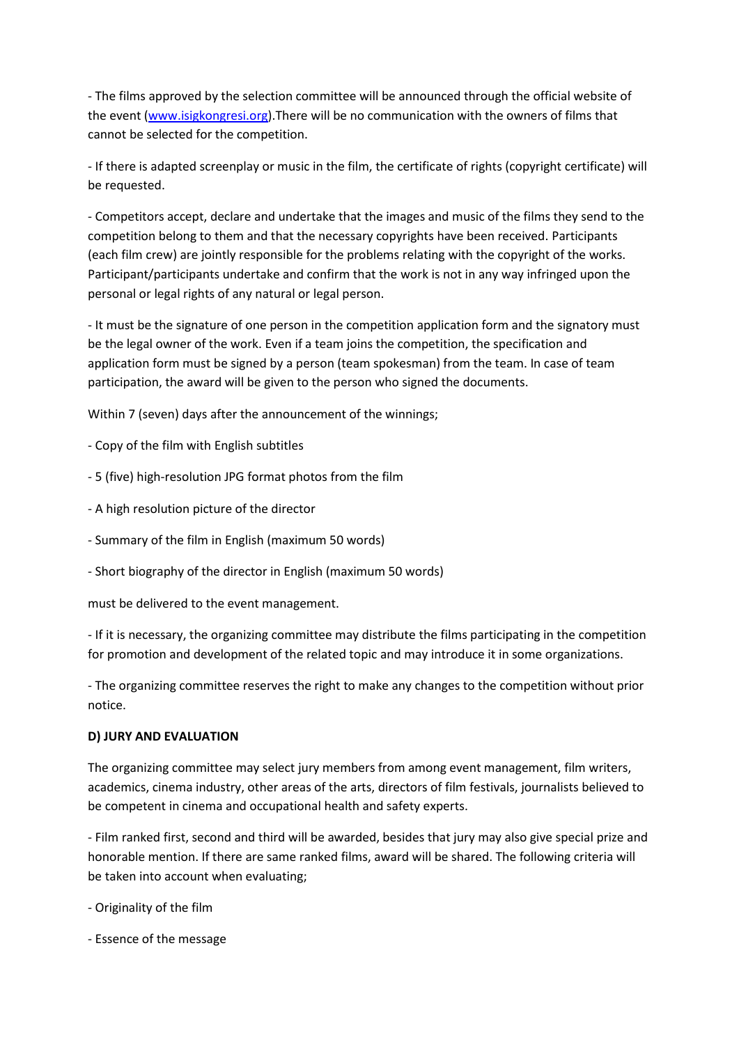- The films approved by the selection committee will be announced through the official website of the event ([www.isigkongresi.org](www.isigkongresi.org)).There will be no communication with the owners of films that cannot be selected for the competition.

- If there is adapted screenplay or music in the film, the certificate of rights (copyright certificate) will be requested.

- Competitors accept, declare and undertake that the images and music of the films they send to the competition belong to them and that the necessary copyrights have been received. Participants (each film crew) are jointly responsible for the problems relating with the copyright of the works. Participant/participants undertake and confirm that the work is not in any way infringed upon the personal or legal rights of any natural or legal person.

- It must be the signature of one person in the competition application form and the signatory must be the legal owner of the work. Even if a team joins the competition, the specification and application form must be signed by a person (team spokesman) from the team. In case of team participation, the award will be given to the person who signed the documents.

Within 7 (seven) days after the announcement of the winnings;

- Copy of the film with English subtitles
- 5 (five) high-resolution JPG format photos from the film
- A high resolution picture of the director
- Summary of the film in English (maximum 50 words)
- Short biography of the director in English (maximum 50 words)

must be delivered to the event management.

- If it is necessary, the organizing committee may distribute the films participating in the competition for promotion and development of the related topic and may introduce it in some organizations.

- The organizing committee reserves the right to make any changes to the competition without prior notice.

**D) JURY AND EVALUATION**

The organizing committee may select jury members from among event management, film writers, academics, cinema industry, other areas of the arts, directors of film festivals, journalists believed to be competent in cinema and occupational health and safety experts.

- Film ranked first, second and third will be awarded, besides that jury may also give special prize and honorable mention. If there are same ranked films, award will be shared. The following criteria will be taken into account when evaluating;

- Originality of the film
- Essence of the message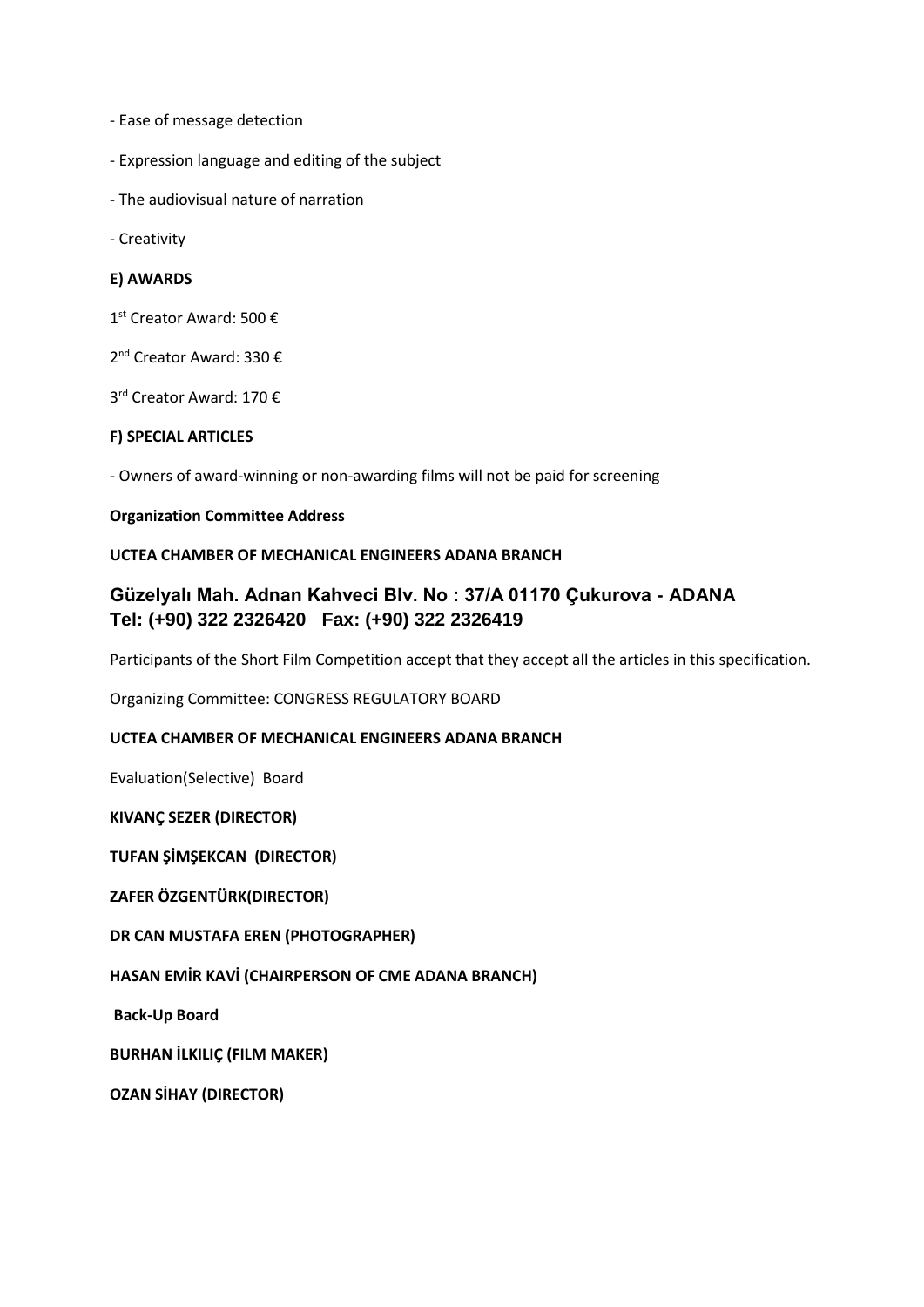- Ease of message detection

- Expression language and editing of the subject

- The audiovisual nature of narration

- Creativity

**E) AWARDS**

1st Creator Award: 500 €

2nd Creator Award: 330 €

3rd Creator Award: 170 €

**F) SPECIAL ARTICLES**

- Owners of award-winning or non-awarding films will not be paid for screening

**Organization Committee Address**

**UCTEA CHAMBER OF MECHANICAL ENGINEERS ADANA BRANCH**

**Güzelyalı Mah. Adnan Kahveci Blv. No : 37/A 01170 Çukurova - ADANA**
**Tel: (+90) 322 2326420 Fax: (+90) 322 2326419**

Participants of the Short Film Competition accept that they accept all the articles in this specification.

Organizing Committee: CONGRESS REGULATORY BOARD

**UCTEA CHAMBER OF MECHANICAL ENGINEERS ADANA BRANCH**

Evaluation(Selective) Board

**KIVANÇ SEZER (DIRECTOR)**

**TUFAN ŞİMŞEKCAN (DIRECTOR)**

**ZAFER ÖZGENTÜRK(DIRECTOR)**

**DR CAN MUSTAFA EREN (PHOTOGRAPHER)**

**HASAN EMİR KAVİ (CHAIRPERSON OF CME ADANA BRANCH)**

**Back-Up Board**

**BURHAN İLKILIÇ (FILM MAKER)**

**OZAN SİHAY (DIRECTOR)**